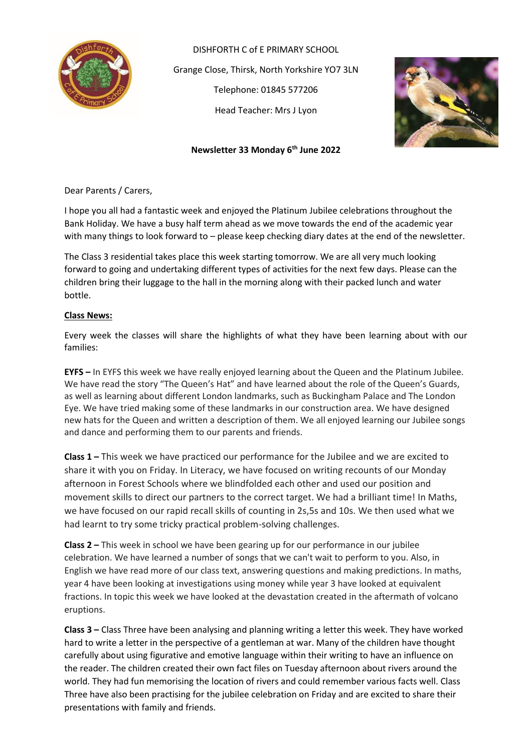DISHFORTH C of E PRIMARY SCHOOL

Grange Close, Thirsk, North Yorkshire YO7 3LN

Telephone: 01845 577206

Head Teacher: Mrs J Lyon

**Newsletter 33 Monday 6th June 2022**

Dear Parents / Carers,

I hope you all had a fantastic week and enjoyed the Platinum Jubilee celebrations throughout the Bank Holiday. We have a busy half term ahead as we move towards the end of the academic year with many things to look forward to – please keep checking diary dates at the end of the newsletter.

The Class 3 residential takes place this week starting tomorrow. We are all very much looking forward to going and undertaking different types of activities for the next few days. Please can the children bring their luggage to the hall in the morning along with their packed lunch and water bottle.

**Class News:**

Every week the classes will share the highlights of what they have been learning about with our families:

**EYFS –** In EYFS this week we have really enjoyed learning about the Queen and the Platinum Jubilee. We have read the story "The Queen's Hat" and have learned about the role of the Queen's Guards, as well as learning about different London landmarks, such as Buckingham Palace and The London Eye. We have tried making some of these landmarks in our construction area. We have designed new hats for the Queen and written a description of them. We all enjoyed learning our Jubilee songs and dance and performing them to our parents and friends.

**Class 1 –** This week we have practiced our performance for the Jubilee and we are excited to share it with you on Friday. In Literacy, we have focused on writing recounts of our Monday afternoon in Forest Schools where we blindfolded each other and used our position and movement skills to direct our partners to the correct target. We had a brilliant time! In Maths, we have focused on our rapid recall skills of counting in 2s,5s and 10s. We then used what we had learnt to try some tricky practical problem-solving challenges.

**Class 2 –** This week in school we have been gearing up for our performance in our jubilee celebration. We have learned a number of songs that we can't wait to perform to you. Also, in English we have read more of our class text, answering questions and making predictions. In maths, year 4 have been looking at investigations using money while year 3 have looked at equivalent fractions. In topic this week we have looked at the devastation created in the aftermath of volcano eruptions.

**Class 3 –** Class Three have been analysing and planning writing a letter this week. They have worked hard to write a letter in the perspective of a gentleman at war. Many of the children have thought carefully about using figurative and emotive language within their writing to have an influence on the reader. The children created their own fact files on Tuesday afternoon about rivers around the world. They had fun memorising the location of rivers and could remember various facts well. Class Three have also been practising for the jubilee celebration on Friday and are excited to share their presentations with family and friends.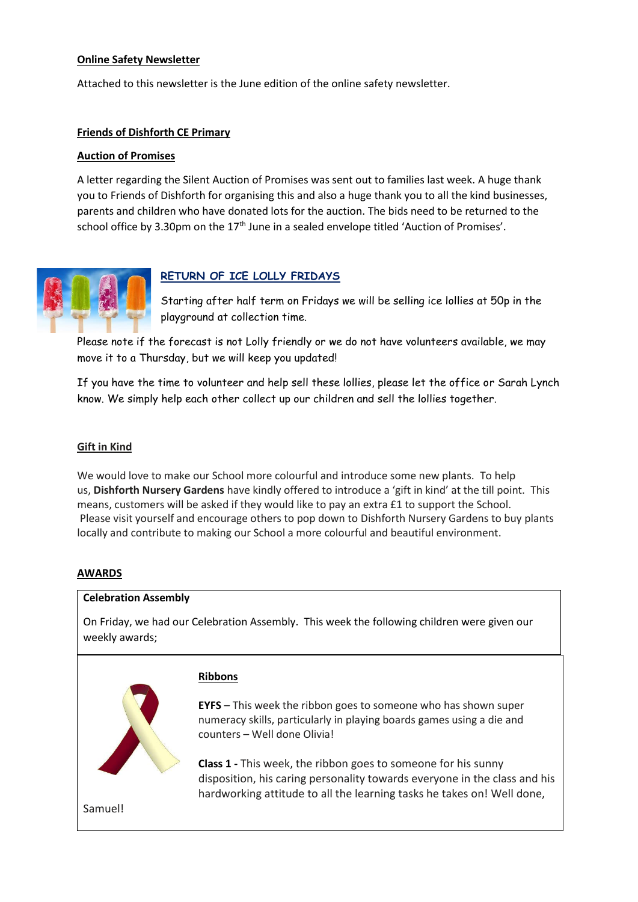**Online Safety Newsletter**

Attached to this newsletter is the June edition of the online safety newsletter.

**Friends of Dishforth CE Primary**

**Auction of Promises**

A letter regarding the Silent Auction of Promises was sent out to families last week. A huge thank you to Friends of Dishforth for organising this and also a huge thank you to all the kind businesses, parents and children who have donated lots for the auction. The bids need to be returned to the school office by 3.30pm on the 17th June in a sealed envelope titled 'Auction of Promises'.

**RETURN OF ICE LOLLY FRIDAYS**

Starting after half term on Fridays we will be selling ice lollies at 50p in the playground at collection time.

Please note if the forecast is not Lolly friendly or we do not have volunteers available, we may move it to a Thursday, but we will keep you updated!

If you have the time to volunteer and help sell these lollies, please let the office or Sarah Lynch know. We simply help each other collect up our children and sell the lollies together.

**Gift in Kind**

We would love to make our School more colourful and introduce some new plants. To help us, **Dishforth Nursery Gardens** have kindly offered to introduce a 'gift in kind' at the till point. This means, customers will be asked if they would like to pay an extra £1 to support the School. Please visit yourself and encourage others to pop down to Dishforth Nursery Gardens to buy plants locally and contribute to making our School a more colourful and beautiful environment.

**AWARDS**

**Celebration Assembly**

On Friday, we had our Celebration Assembly. This week the following children were given our weekly awards;

**Ribbons**

**EYFS** – This week the ribbon goes to someone who has shown super numeracy skills, particularly in playing boards games using a die and counters – Well done Olivia!

**Class 1 -** This week, the ribbon goes to someone for his sunny disposition, his caring personality towards everyone in the class and his hardworking attitude to all the learning tasks he takes on! Well done, Samuel!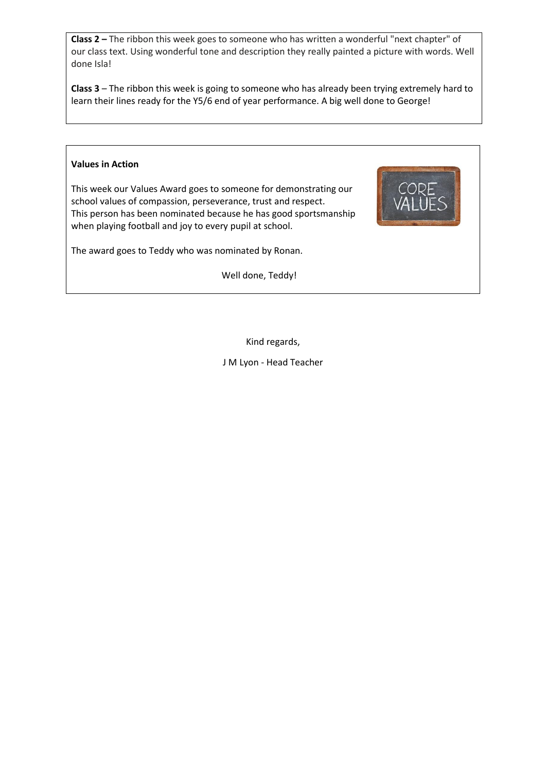**Class 2 –** The ribbon this week goes to someone who has written a wonderful "next chapter" of our class text. Using wonderful tone and description they really painted a picture with words. Well done Isla!

**Class 3** – The ribbon this week is going to someone who has already been trying extremely hard to learn their lines ready for the Y5/6 end of year performance. A big well done to George!

**Values in Action**

This week our Values Award goes to someone for demonstrating our school values of compassion, perseverance, trust and respect.
This person has been nominated because he has good sportsmanship when playing football and joy to every pupil at school.

The award goes to Teddy who was nominated by Ronan.

Well done, Teddy!

Kind regards,

J M Lyon - Head Teacher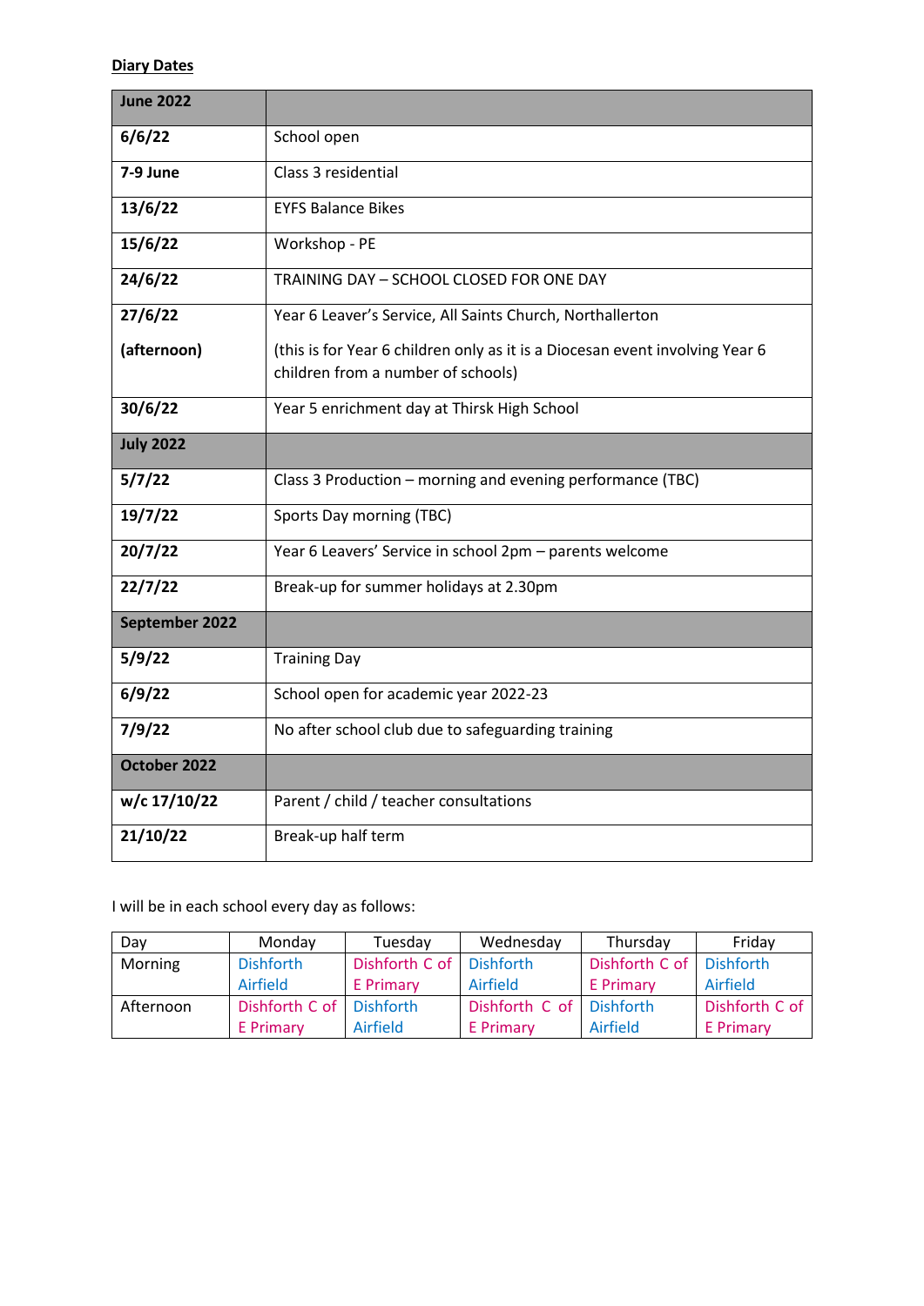**Diary Dates**

| June 2022 | |
|---|---|
| 6/6/22 | School open |
| 7-9 June | Class 3 residential |
| 13/6/22 | EYFS Balance Bikes |
| 15/6/22 | Workshop - PE |
| 24/6/22 | TRAINING DAY – SCHOOL CLOSED FOR ONE DAY |
| 27/6/22 (afternoon) | Year 6 Leaver's Service, All Saints Church, Northallerton (this is for Year 6 children only as it is a Diocesan event involving Year 6 children from a number of schools) |
| 30/6/22 | Year 5 enrichment day at Thirsk High School |
| **July 2022** | |
| 5/7/22 | Class 3 Production – morning and evening performance (TBC) |
| 19/7/22 | Sports Day morning (TBC) |
| 20/7/22 | Year 6 Leavers' Service in school 2pm – parents welcome |
| 22/7/22 | Break-up for summer holidays at 2.30pm |
| **September 2022** | |
| 5/9/22 | Training Day |
| 6/9/22 | School open for academic year 2022-23 |
| 7/9/22 | No after school club due to safeguarding training |
| **October 2022** | |
| w/c 17/10/22 | Parent / child / teacher consultations |
| 21/10/22 | Break-up half term |

I will be in each school every day as follows:

| Day | Monday | Tuesday | Wednesday | Thursday | Friday |
|---|---|---|---|---|---|
| Morning | Dishforth Airfield | Dishforth C of E Primary | Dishforth Airfield | Dishforth C of E Primary | Dishforth Airfield |
| Afternoon | Dishforth C of E Primary | Dishforth Airfield | Dishforth C of E Primary | Dishforth Airfield | Dishforth C of E Primary |